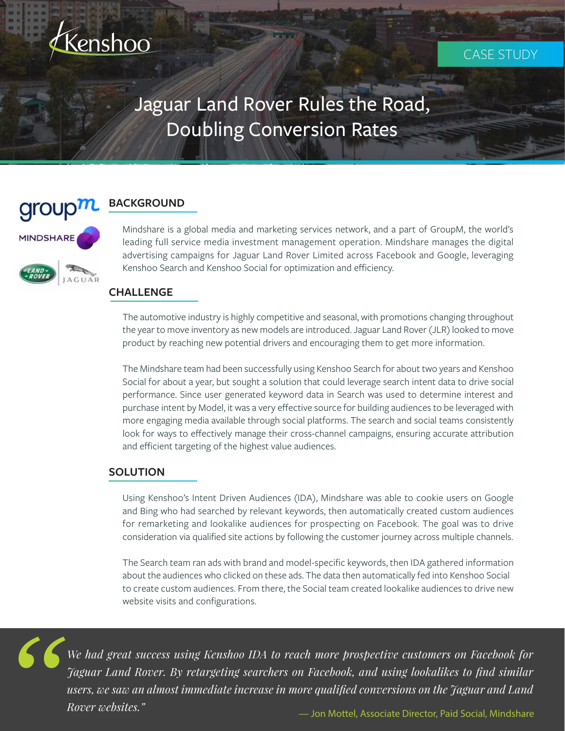Kenshoo

CASE STUDY

# Jaguar Land Rover Rules the Road, Doubling Conversion Rates

## BACKGROUND

Mindshare is a global media and marketing services network, and a part of GroupM, the world's leading full service media investment management operation. Mindshare manages the digital advertising campaigns for Jaguar Land Rover Limited across Facebook and Google, leveraging Kenshoo Search and Kenshoo Social for optimization and efficiency.

## CHALLENGE

The automotive industry is highly competitive and seasonal, with promotions changing throughout the year to move inventory as new models are introduced. Jaguar Land Rover (JLR) looked to move product by reaching new potential drivers and encouraging them to get more information.

The Mindshare team had been successfully using Kenshoo Search for about two years and Kenshoo Social for about a year, but sought a solution that could leverage search intent data to drive social performance. Since user generated keyword data in Search was used to determine interest and purchase intent by Model, it was a very effective source for building audiences to be leveraged with more engaging media available through social platforms. The search and social teams consistently look for ways to effectively manage their cross-channel campaigns, ensuring accurate attribution and efficient targeting of the highest value audiences.

## SOLUTION

Using Kenshoo's Intent Driven Audiences (IDA), Mindshare was able to cookie users on Google and Bing who had searched by relevant keywords, then automatically created custom audiences for remarketing and lookalike audiences for prospecting on Facebook. The goal was to drive consideration via qualified site actions by following the customer journey across multiple channels.

The Search team ran ads with brand and model-specific keywords, then IDA gathered information about the audiences who clicked on these ads. The data then automatically fed into Kenshoo Social to create custom audiences. From there, the Social team created lookalike audiences to drive new website visits and configurations.

> *"We had great success using Kenshoo IDA to reach more prospective customers on Facebook for Jaguar Land Rover. By retargeting searchers on Facebook, and using lookalikes to find similar users, we saw an almost immediate increase in more qualified conversions on the Jaguar and Land Rover websites."*
>
> — Jon Mottel, Associate Director, Paid Social, Mindshare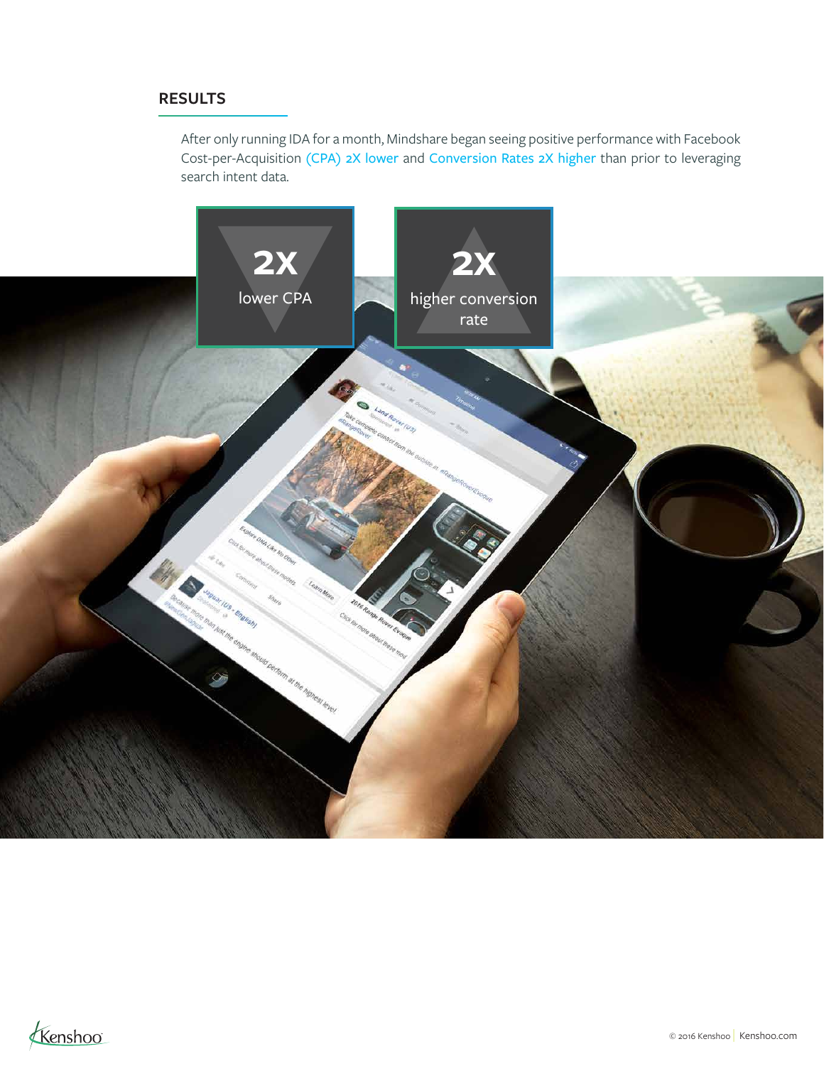## RESULTS

After only running IDA for a month, Mindshare began seeing positive performance with Facebook Cost-per-Acquisition (CPA) 2X lower and Conversion Rates 2X higher than prior to leveraging search intent data.

**2X**
lower CPA

**2X**
higher conversion rate